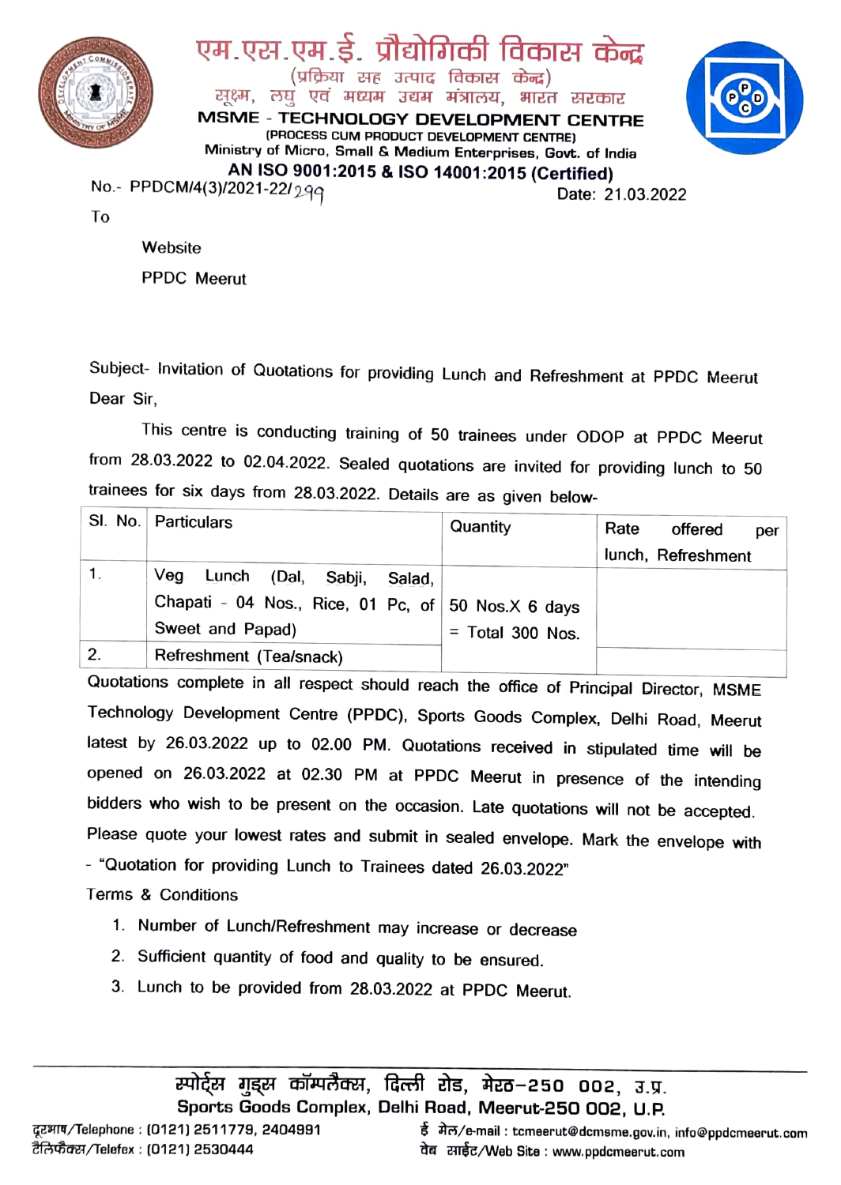# एम.एस.एम.ई. प्रौद्योगिकी विकास केन्द्र

(प्रक्रिया सह उत्पाद विकास केन्द्र)

सूक्ष्म, लघु एवं मध्यम उद्यम मंत्रालय, भारत सरकार

## MSME - TECHNOLOGY DEVELOPMENT CENTRE

(PROCESS CUM PRODUCT DEVELOPMENT CENTRE)

Ministry of Micro, Small & Medium Enterprises, Govt. of India

**AN ISO 9001:2015 & ISO 14001:2015 (Certified)**

No.- PPDCM/4(3)/2021-22/299 Date: 21.03.2022

To

Website

PPDC Meerut

Subject- Invitation of Quotations for providing Lunch and Refreshment at PPDC Meerut

Dear Sir,

This centre is conducting training of 50 trainees under ODOP at PPDC Meerut from 28.03.2022 to 02.04.2022. Sealed quotations are invited for providing lunch to 50 trainees for six days from 28.03.2022. Details are as given below-

| Sl. No. | Particulars | Quantity | Rate offered per lunch, Refreshment |
|---|---|---|---|
| 1. | Veg Lunch (Dal, Sabji, Salad, Chapati - 04 Nos., Rice, 01 Pc, of Sweet and Papad) | 50 Nos.X 6 days = Total 300 Nos. | |
| 2. | Refreshment (Tea/snack) | | |

Quotations complete in all respect should reach the office of Principal Director, MSME Technology Development Centre (PPDC), Sports Goods Complex, Delhi Road, Meerut latest by 26.03.2022 up to 02.00 PM. Quotations received in stipulated time will be opened on 26.03.2022 at 02.30 PM at PPDC Meerut in presence of the intending bidders who wish to be present on the occasion. Late quotations will not be accepted. Please quote your lowest rates and submit in sealed envelope. Mark the envelope with - "Quotation for providing Lunch to Trainees dated 26.03.2022"

Terms & Conditions

1. Number of Lunch/Refreshment may increase or decrease
2. Sufficient quantity of food and quality to be ensured.
3. Lunch to be provided from 28.03.2022 at PPDC Meerut.

स्पोर्ट्स गुड्स कॉम्पलैक्स, दिल्ली रोड, मेरठ-250 002, उ.प्र.

Sports Goods Complex, Delhi Road, Meerut-250 002, U.P.

दूरभाष/Telephone : (0121) 2511779, 2404991

टैलिफैक्स/Telefax : (0121) 2530444

ई मेल/e-mail : tcmeerut@dcmsme.gov.in, info@ppdcmeerut.com

वेब साईट/Web Site : www.ppdcmeerut.com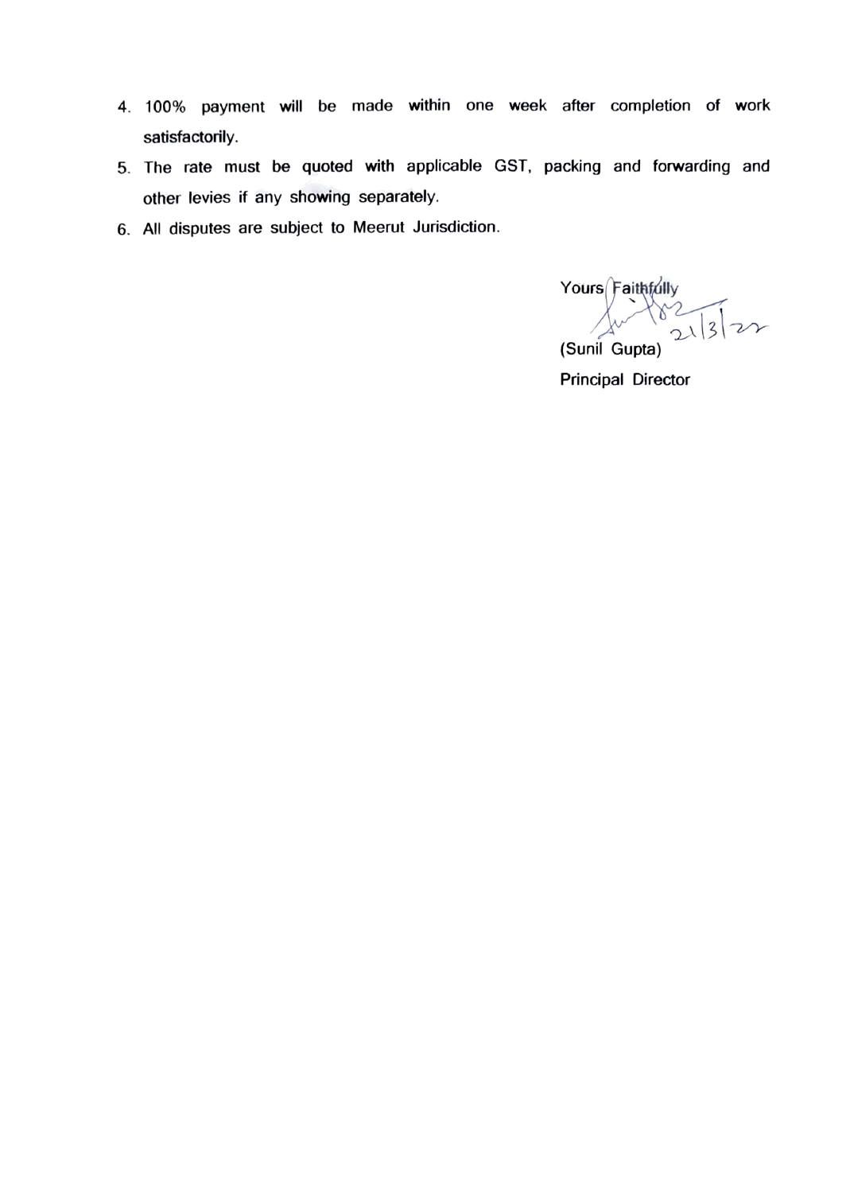4. 100% payment will be made within one week after completion of work satisfactorily.
5. The rate must be quoted with applicable GST, packing and forwarding and other levies if any showing separately.
6. All disputes are subject to Meerut Jurisdiction.

Yours Faithfully

21/3/22

(Sunil Gupta)

Principal Director